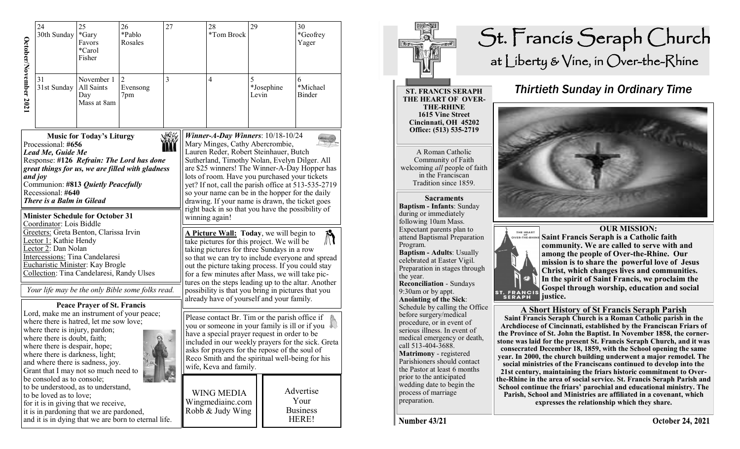**October/November 2021**

| 24 | 25 | 26 | 27 | 28 | 29 | 30 |
| --- | --- | --- | --- | --- | --- | --- |
| 30th Sunday | *Gary Favors *Carol Fisher | *Pablo Rosales | | *Tom Brock | | *Geofrey Yager |
| 31 | November 1 | 2 | 3 | 4 | 5 | 6 |
| 31st Sunday | All Saints Day Mass at 8am | Evensong 7pm | | | *Josephine Levin | *Michael Binder |

### Music for Today's Liturgy

Processional: **#656** ***Lead Me, Guide Me***
Response: **#126** ***Refrain: The Lord has done great things for us, we are filled with gladness and joy***
Communion: **#813** ***Quietly Peacefully***
Recessional: **#640** ***There is a Balm in Gilead***

### Minister Schedule for October 31

Coordinator: Lois Biddle
Greeters: Greta Benton, Clarissa Irvin
Lector 1: Kathie Hendy
Lector 2: Dan Nolan
Intercessions: Tina Candelaresi
Eucharistic Minister: Kay Brogle
Collection: Tina Candelaresi, Randy Ulses

*Your life may be the only Bible some folks read.*

### Peace Prayer of St. Francis

Lord, make me an instrument of your peace;
where there is hatred, let me sow love;
where there is injury, pardon;
where there is doubt, faith;
where there is despair, hope;
where there is darkness, light;
and where there is sadness, joy.
Grant that I may not so much need to be consoled as to console;
to be understood, as to understand,
to be loved as to love;
for it is in giving that we receive,
it is in pardoning that we are pardoned,
and it is in dying that we are born to eternal life.

***Winner-A-Day Winners***: 10/18-10/24
Mary Minges, Cathy Abercrombie, Lauren Reder, Robert Steinhauer, Butch Sutherland, Timothy Nolan, Evelyn Dilger. All are $25 winners! The Winner-A-Day Hopper has lots of room. Have you purchased your tickets yet? If not, call the parish office at 513-535-2719 so your name can be in the hopper for the daily drawing. If your name is drawn, the ticket goes right back in so that you have the possibility of winning again!

**A Picture Wall: Today**, we will begin to take pictures for this project. We will be taking pictures for three Sundays in a row so that we can try to include everyone and spread out the picture taking process. If you could stay for a few minutes after Mass, we will take pictures on the steps leading up to the altar. Another possibility is that you bring in pictures that you already have of yourself and your family.

Please contact Br. Tim or the parish office if you or someone in your family is ill or if you have a special prayer request in order to be included in our weekly prayers for the sick. Greta asks for prayers for the repose of the soul of Reco Smith and the spiritual well-being for his wife, Keva and family.

WING MEDIA
Wingmediainc.com
Robb & Judy Wing

Advertise Your Business HERE!

# St. Francis Seraph Church
## at Liberty & Vine, in Over-the-Rhine

**ST. FRANCIS SERAPH THE HEART OF OVER-THE-RHINE**
**1615 Vine Street**
**Cincinnati, OH 45202**
**Office: (513) 535-2719**

A Roman Catholic Community of Faith welcoming *all* people of faith in the Franciscan Tradition since 1859.

### Sacraments

**Baptism - Infants**: Sunday during or immediately following 10am Mass. Expectant parents plan to attend Baptismal Preparation Program.
**Baptism - Adults**: Usually celebrated at Easter Vigil. Preparation in stages through the year.
**Reconciliation** - Sundays 9:30am or by appt.
**Anointing of the Sick**: Schedule by calling the Office before surgery/medical procedure, or in event of serious illness. In event of medical emergency or death, call 513-404-3688.
**Matrimony** - registered Parishioners should contact the Pastor at least 6 months prior to the anticipated wedding date to begin the process of marriage preparation.

## *Thirtieth Sunday in Ordinary Time*

### OUR MISSION:

**Saint Francis Seraph is a Catholic faith community. We are called to serve with and among the people of Over-the-Rhine. Our mission is to share the powerful love of Jesus Christ, which changes lives and communities. In the spirit of Saint Francis, we proclaim the Gospel through worship, education and social justice.**

### A Short History of St Francis Seraph Parish

**Saint Francis Seraph Church is a Roman Catholic parish in the Archdiocese of Cincinnati, established by the Franciscan Friars of the Province of St. John the Baptist. In November 1858, the cornerstone was laid for the present St. Francis Seraph Church, and it was consecrated December 18, 1859, with the School opening the same year. In 2000, the church building underwent a major remodel. The social ministries of the Franciscans continued to develop into the 21st century, maintaining the friars historic commitment to Over-the-Rhine in the area of social service. St. Francis Seraph Parish and School continue the friars' parochial and educational ministry. The Parish, School and Ministries are affiliated in a covenant, which expresses the relationship which they share.**

**Number 43/21** **October 24, 2021**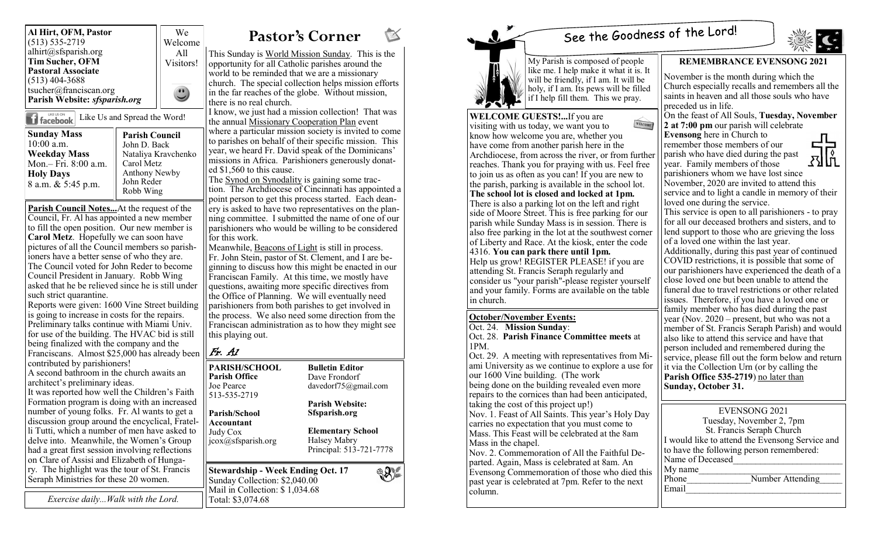**Al Hirt, OFM, Pastor**
(513) 535-2719
alhirt@sfsparish.org
**Tim Sucher, OFM**
**Pastoral Associate**
(513) 404-3688
tsucher@franciscan.org
**Parish Website:** ***sfsparish.org***

We Welcome All Visitors!

Like Us and Spread the Word!

**Sunday Mass**
10:00 a.m.
**Weekday Mass**
Mon.– Fri. 8:00 a.m.
**Holy Days**
8 a.m. & 5:45 p.m.

**Parish Council**
John D. Back
Nataliya Kravchenko
Carol Metz
Anthony Newby
John Reder
Robb Wing

**Parish Council Notes...**At the request of the Council, Fr. Al has appointed a new member to fill the open position. Our new member is **Carol Metz**. Hopefully we can soon have pictures of all the Council members so parishioners have a better sense of who they are. The Council voted for John Reder to become Council President in January. Robb Wing asked that he be relieved since he is still under such strict quarantine.

Reports were given: 1600 Vine Street building is going to increase in costs for the repairs. Preliminary talks continue with Miami Univ. for use of the building. The HVAC bid is still being finalized with the company and the Franciscans. Almost $25,000 has already been contributed by parishioners!

A second bathroom in the church awaits an architect's preliminary ideas.

It was reported how well the Children's Faith Formation program is doing with an increased number of young folks. Fr. Al wants to get a discussion group around the encyclical, Fratelli Tutti, which a number of men have asked to delve into. Meanwhile, the Women's Group had a great first session involving reflections on Clare of Assisi and Elizabeth of Hungary. The highlight was the tour of St. Francis Seraph Ministries for these 20 women.

*Exercise daily...Walk with the Lord.*

# Pastor's Corner

This Sunday is World Mission Sunday. This is the opportunity for all Catholic parishes around the world to be reminded that we are a missionary church. The special collection helps mission efforts in the far reaches of the globe. Without mission, there is no real church.

I know, we just had a mission collection! That was the annual Missionary Cooperation Plan event where a particular mission society is invited to come to parishes on behalf of their specific mission. This year, we heard Fr. David speak of the Dominicans' missions in Africa. Parishioners generously donated $1,560 to this cause.

The Synod on Synodality is gaining some traction. The Archdiocese of Cincinnati has appointed a point person to get this process started. Each deanery is asked to have two representatives on the planning committee. I submitted the name of one of our parishioners who would be willing to be considered for this work.

Meanwhile, Beacons of Light is still in process. Fr. John Stein, pastor of St. Clement, and I are beginning to discuss how this might be enacted in our Franciscan Family. At this time, we mostly have questions, awaiting more specific directives from the Office of Planning. We will eventually need parishioners from both parishes to get involved in the process. We also need some direction from the Franciscan administration as to how they might see this playing out.

*Fr. Al*

**PARISH/SCHOOL**
**Parish Office**
Joe Pearce
513-535-2719

**Parish/School Accountant**
Judy Cox
jcox@sfsparish.org

**Bulletin Editor**
Dave Frondorf
davedorf75@gmail.com

**Parish Website:**
**Sfsparish.org**

**Elementary School**
Halsey Mabry
Principal: 513-721-7778

**Stewardship - Week Ending Oct. 17**
Sunday Collection: $2,040.00
Mail in Collection: $ 1,034.68
Total: $3,074.68

## See the Goodness of the Lord!

My Parish is composed of people like me. I help make it what it is. It will be friendly, if I am. It will be holy, if I am. Its pews will be filled if I help fill them. This we pray.

**WELCOME GUESTS!...**If you are visiting with us today, we want you to know how welcome you are, whether you have come from another parish here in the Archdiocese, from across the river, or from further reaches. Thank you for praying with us. Feel free to join us as often as you can! If you are new to the parish, parking is available in the school lot. **The school lot is closed and locked at 1pm.** There is also a parking lot on the left and right side of Moore Street. This is free parking for our parish while Sunday Mass is in session. There is also free parking in the lot at the southwest corner of Liberty and Race. At the kiosk, enter the code 4316. **You can park there until 1pm.**

Help us grow! REGISTER PLEASE! if you are attending St. Francis Seraph regularly and consider us "your parish"-please register yourself and your family. Forms are available on the table in church.

**October/November Events:**

Oct. 24. **Mission Sunday**:

Oct. 28. **Parish Finance Committee meets** at 1PM.

Oct. 29. A meeting with representatives from Miami University as we continue to explore a use for our 1600 Vine building. (The work being done on the building revealed even more repairs to the cornices than had been anticipated, taking the cost of this project up!)

Nov. 1. Feast of All Saints. This year's Holy Day carries no expectation that you must come to Mass. This Feast will be celebrated at the 8am Mass in the chapel.

Nov. 2. Commemoration of All the Faithful Departed. Again, Mass is celebrated at 8am. An Evensong Commemoration of those who died this past year is celebrated at 7pm. Refer to the next column.

**REMEMBRANCE EVENSONG 2021**

November is the month during which the Church especially recalls and remembers all the saints in heaven and all those souls who have preceded us in life.

On the feast of All Souls, **Tuesday, November 2 at 7:00 pm** our parish will celebrate **Evensong** here in Church to remember those members of our parish who have died during the past year. Family members of those parishioners whom we have lost since November, 2020 are invited to attend this service and to light a candle in memory of their loved one during the service.

This service is open to all parishioners - to pray for all our deceased brothers and sisters, and to lend support to those who are grieving the loss of a loved one within the last year.

Additionally, during this past year of continued COVID restrictions, it is possible that some of our parishioners have experienced the death of a close loved one but been unable to attend the funeral due to travel restrictions or other related issues. Therefore, if you have a loved one or family member who has died during the past year (Nov. 2020 – present, but who was not a member of St. Francis Seraph Parish) and would also like to attend this service and have that person included and remembered during the service, please fill out the form below and return it via the Collection Urn (or by calling the **Parish Office 535-2719**) no later than **Sunday, October 31.**

EVENSONG 2021
Tuesday, November 2, 7pm
St. Francis Seraph Church

I would like to attend the Evensong Service and to have the following person remembered:

Name of Deceased\_\_\_\_\_\_\_\_\_\_\_\_\_\_\_\_\_\_\_\_\_\_\_\_

My name\_\_\_\_\_\_\_\_\_\_\_\_\_\_\_\_\_\_\_\_\_\_\_\_\_\_\_\_\_\_\_

Phone\_\_\_\_\_\_\_\_\_\_\_\_\_\_Number Attending\_\_\_\_\_

Email\_\_\_\_\_\_\_\_\_\_\_\_\_\_\_\_\_\_\_\_\_\_\_\_\_\_\_\_\_\_\_\_\_